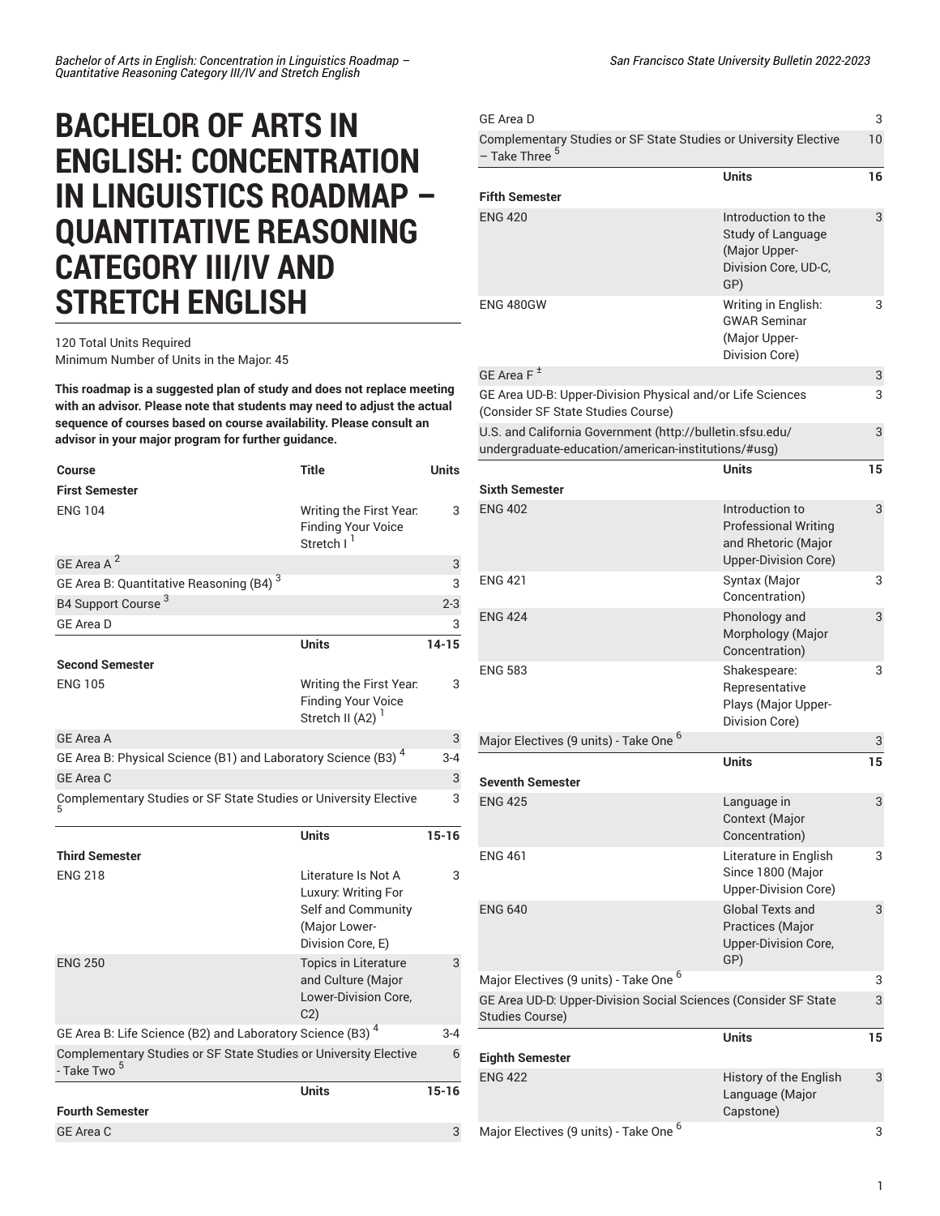// Bachelor of Arts in English: Concentration in Linguistics Roadmap – Quantitative Reasoning Category III/IV and Stretch English

# BACHELOR OF ARTS IN ENGLISH: CONCENTRATION IN LINGUISTICS ROADMAP – QUANTITATIVE REASONING CATEGORY III/IV AND STRETCH ENGLISH

120 Total Units Required
Minimum Number of Units in the Major: 45

**This roadmap is a suggested plan of study and does not replace meeting with an advisor. Please note that students may need to adjust the actual sequence of courses based on course availability. Please consult an advisor in your major program for further guidance.**

| Course | Title | Units |
|---|---|---|
| **First Semester** | | |
| ENG 104 | Writing the First Year: Finding Your Voice Stretch I [1] | 3 |
| GE Area A [2] | | 3 |
| GE Area B: Quantitative Reasoning (B4) [3] | | 3 |
| B4 Support Course [3] | | 2-3 |
| GE Area D | | 3 |
| | Units | 14-15 |
| **Second Semester** | | |
| ENG 105 | Writing the First Year: Finding Your Voice Stretch II (A2) [1] | 3 |
| GE Area A | | 3 |
| GE Area B: Physical Science (B1) and Laboratory Science (B3) [4] | | 3-4 |
| GE Area C | | 3 |
| Complementary Studies or SF State Studies or University Elective [5] | | 3 |
| | Units | 15-16 |
| **Third Semester** | | |
| ENG 218 | Literature Is Not A Luxury: Writing For Self and Community (Major Lower-Division Core, E) | 3 |
| ENG 250 | Topics in Literature and Culture (Major Lower-Division Core, C2) | 3 |
| GE Area B: Life Science (B2) and Laboratory Science (B3) [4] | | 3-4 |
| Complementary Studies or SF State Studies or University Elective - Take Two [5] | | 6 |
| | Units | 15-16 |
| **Fourth Semester** | | |
| GE Area C | | 3 |
| GE Area D | | 3 |
| Complementary Studies or SF State Studies or University Elective – Take Three [5] | | 10 |
| | Units | 16 |
| **Fifth Semester** | | |
| ENG 420 | Introduction to the Study of Language (Major Upper-Division Core, UD-C, GP) | 3 |
| ENG 480GW | Writing in English: GWAR Seminar (Major Upper-Division Core) | 3 |
| GE Area F [±] | | 3 |
| GE Area UD-B: Upper-Division Physical and/or Life Sciences (Consider SF State Studies Course) | | 3 |
| U.S. and California Government (http://bulletin.sfsu.edu/undergraduate-education/american-institutions/#usg) | | 3 |
| | Units | 15 |
| **Sixth Semester** | | |
| ENG 402 | Introduction to Professional Writing and Rhetoric (Major Upper-Division Core) | 3 |
| ENG 421 | Syntax (Major Concentration) | 3 |
| ENG 424 | Phonology and Morphology (Major Concentration) | 3 |
| ENG 583 | Shakespeare: Representative Plays (Major Upper-Division Core) | 3 |
| Major Electives (9 units) - Take One [6] | | 3 |
| | Units | 15 |
| **Seventh Semester** | | |
| ENG 425 | Language in Context (Major Concentration) | 3 |
| ENG 461 | Literature in English Since 1800 (Major Upper-Division Core) | 3 |
| ENG 640 | Global Texts and Practices (Major Upper-Division Core, GP) | 3 |
| Major Electives (9 units) - Take One [6] | | 3 |
| GE Area UD-D: Upper-Division Social Sciences (Consider SF State Studies Course) | | 3 |
| | Units | 15 |
| **Eighth Semester** | | |
| ENG 422 | History of the English Language (Major Capstone) | 3 |
| Major Electives (9 units) - Take One [6] | | 3 |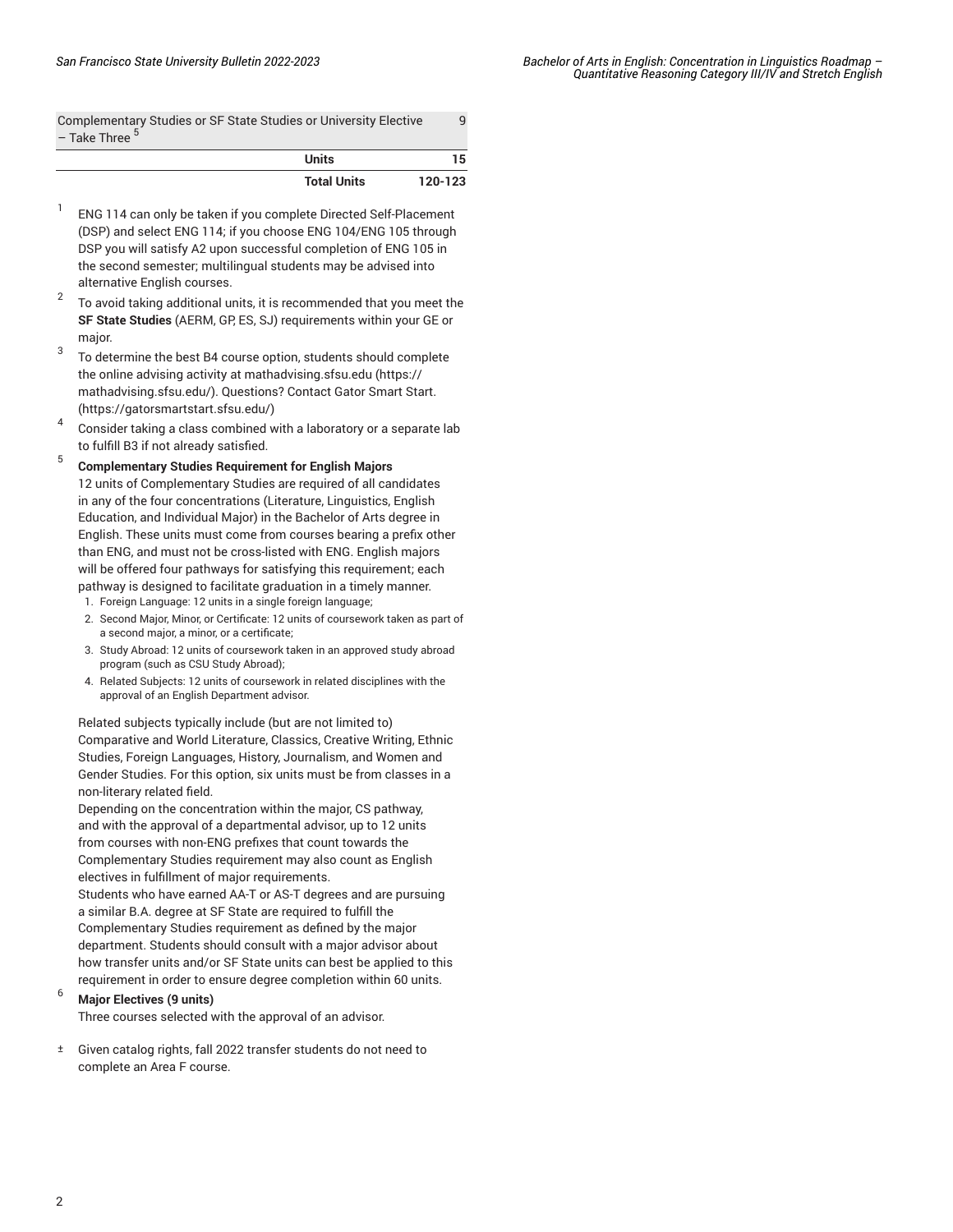| | |
|---|---|
| Complementary Studies or SF State Studies or University Elective – Take Three [5] | 9 |
| **Units** | **15** |
| **Total Units** | **120-123** |

1. ENG 114 can only be taken if you complete Directed Self-Placement (DSP) and select ENG 114; if you choose ENG 104/ENG 105 through DSP you will satisfy A2 upon successful completion of ENG 105 in the second semester; multilingual students may be advised into alternative English courses.
2. To avoid taking additional units, it is recommended that you meet the **SF State Studies** (AERM, GP, ES, SJ) requirements within your GE or major.
3. To determine the best B4 course option, students should complete the online advising activity at mathadvising.sfsu.edu (https://mathadvising.sfsu.edu/). Questions? Contact Gator Smart Start. (https://gatorsmartstart.sfsu.edu/)
4. Consider taking a class combined with a laboratory or a separate lab to fulfill B3 if not already satisfied.
5. **Complementary Studies Requirement for English Majors**
   12 units of Complementary Studies are required of all candidates in any of the four concentrations (Literature, Linguistics, English Education, and Individual Major) in the Bachelor of Arts degree in English. These units must come from courses bearing a prefix other than ENG, and must not be cross-listed with ENG. English majors will be offered four pathways for satisfying this requirement; each pathway is designed to facilitate graduation in a timely manner.
   1. Foreign Language: 12 units in a single foreign language;
   2. Second Major, Minor, or Certificate: 12 units of coursework taken as part of a second major, a minor, or a certificate;
   3. Study Abroad: 12 units of coursework taken in an approved study abroad program (such as CSU Study Abroad);
   4. Related Subjects: 12 units of coursework in related disciplines with the approval of an English Department advisor.

   Related subjects typically include (but are not limited to) Comparative and World Literature, Classics, Creative Writing, Ethnic Studies, Foreign Languages, History, Journalism, and Women and Gender Studies. For this option, six units must be from classes in a non-literary related field.
   Depending on the concentration within the major, CS pathway, and with the approval of a departmental advisor, up to 12 units from courses with non-ENG prefixes that count towards the Complementary Studies requirement may also count as English electives in fulfillment of major requirements.
   Students who have earned AA-T or AS-T degrees and are pursuing a similar B.A. degree at SF State are required to fulfill the Complementary Studies requirement as defined by the major department. Students should consult with a major advisor about how transfer units and/or SF State units can best be applied to this requirement in order to ensure degree completion within 60 units.
6. **Major Electives (9 units)**
   Three courses selected with the approval of an advisor.

± Given catalog rights, fall 2022 transfer students do not need to complete an Area F course.